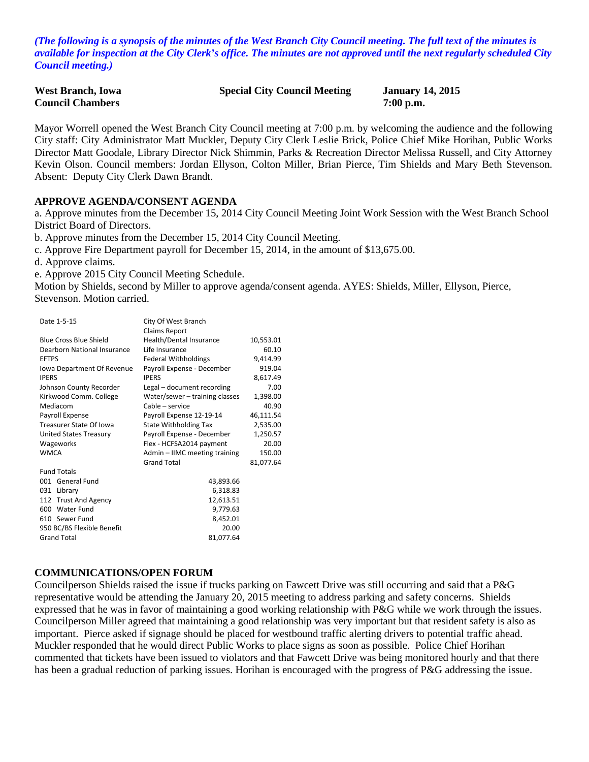*(The following is a synopsis of the minutes of the West Branch City Council meeting. The full text of the minutes is available for inspection at the City Clerk's office. The minutes are not approved until the next regularly scheduled City Council meeting.)*

**West Branch, Iowa** **Special City Council Meeting** **January 14, 2015**
**Council Chambers** **7:00 p.m.**

Mayor Worrell opened the West Branch City Council meeting at 7:00 p.m. by welcoming the audience and the following City staff: City Administrator Matt Muckler, Deputy City Clerk Leslie Brick, Police Chief Mike Horihan, Public Works Director Matt Goodale, Library Director Nick Shimmin, Parks & Recreation Director Melissa Russell, and City Attorney Kevin Olson. Council members: Jordan Ellyson, Colton Miller, Brian Pierce, Tim Shields and Mary Beth Stevenson. Absent: Deputy City Clerk Dawn Brandt.

**APPROVE AGENDA/CONSENT AGENDA**

a. Approve minutes from the December 15, 2014 City Council Meeting Joint Work Session with the West Branch School District Board of Directors.
b. Approve minutes from the December 15, 2014 City Council Meeting.
c. Approve Fire Department payroll for December 15, 2014, in the amount of $13,675.00.
d. Approve claims.
e. Approve 2015 City Council Meeting Schedule.
Motion by Shields, second by Miller to approve agenda/consent agenda. AYES: Shields, Miller, Ellyson, Pierce, Stevenson. Motion carried.

| Date 1-5-15 | City Of West Branch Claims Report | |
|---|---|---|
| Blue Cross Blue Shield | Health/Dental Insurance | 10,553.01 |
| Dearborn National Insurance | Life Insurance | 60.10 |
| EFTPS | Federal Withholdings | 9,414.99 |
| Iowa Department Of Revenue | Payroll Expense - December | 919.04 |
| IPERS | IPERS | 8,617.49 |
| Johnson County Recorder | Legal – document recording | 7.00 |
| Kirkwood Comm. College | Water/sewer – training classes | 1,398.00 |
| Mediacom | Cable – service | 40.90 |
| Payroll Expense | Payroll Expense 12-19-14 | 46,111.54 |
| Treasurer State Of Iowa | State Withholding Tax | 2,535.00 |
| United States Treasury | Payroll Expense - December | 1,250.57 |
| Wageworks | Flex - HCFSA2014 payment | 20.00 |
| WMCA | Admin – IIMC meeting training | 150.00 |
| | Grand Total | 81,077.64 |

| Fund Totals | |
|---|---|
| 001 General Fund | 43,893.66 |
| 031 Library | 6,318.83 |
| 112 Trust And Agency | 12,613.51 |
| 600 Water Fund | 9,779.63 |
| 610 Sewer Fund | 8,452.01 |
| 950 BC/BS Flexible Benefit | 20.00 |
| Grand Total | 81,077.64 |

**COMMUNICATIONS/OPEN FORUM**

Councilperson Shields raised the issue if trucks parking on Fawcett Drive was still occurring and said that a P&G representative would be attending the January 20, 2015 meeting to address parking and safety concerns. Shields expressed that he was in favor of maintaining a good working relationship with P&G while we work through the issues. Councilperson Miller agreed that maintaining a good relationship was very important but that resident safety is also as important. Pierce asked if signage should be placed for westbound traffic alerting drivers to potential traffic ahead. Muckler responded that he would direct Public Works to place signs as soon as possible. Police Chief Horihan commented that tickets have been issued to violators and that Fawcett Drive was being monitored hourly and that there has been a gradual reduction of parking issues. Horihan is encouraged with the progress of P&G addressing the issue.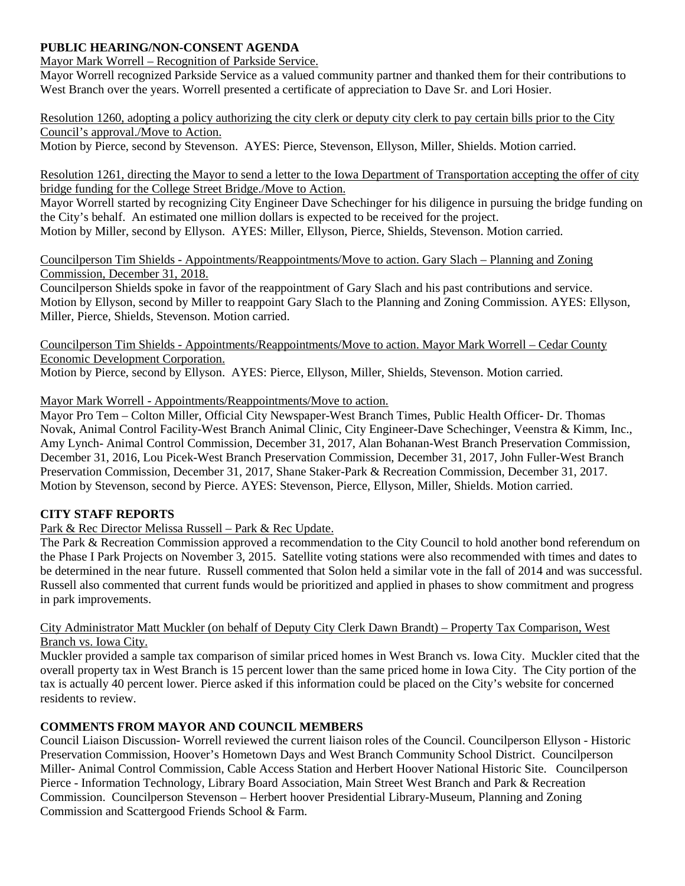**PUBLIC HEARING/NON-CONSENT AGENDA**

Mayor Mark Worrell – Recognition of Parkside Service.

Mayor Worrell recognized Parkside Service as a valued community partner and thanked them for their contributions to West Branch over the years. Worrell presented a certificate of appreciation to Dave Sr. and Lori Hosier.

Resolution 1260, adopting a policy authorizing the city clerk or deputy city clerk to pay certain bills prior to the City Council's approval./Move to Action.

Motion by Pierce, second by Stevenson. AYES: Pierce, Stevenson, Ellyson, Miller, Shields. Motion carried.

Resolution 1261, directing the Mayor to send a letter to the Iowa Department of Transportation accepting the offer of city bridge funding for the College Street Bridge./Move to Action.

Mayor Worrell started by recognizing City Engineer Dave Schechinger for his diligence in pursuing the bridge funding on the City's behalf. An estimated one million dollars is expected to be received for the project.

Motion by Miller, second by Ellyson. AYES: Miller, Ellyson, Pierce, Shields, Stevenson. Motion carried.

Councilperson Tim Shields - Appointments/Reappointments/Move to action. Gary Slach – Planning and Zoning Commission, December 31, 2018.

Councilperson Shields spoke in favor of the reappointment of Gary Slach and his past contributions and service. Motion by Ellyson, second by Miller to reappoint Gary Slach to the Planning and Zoning Commission. AYES: Ellyson, Miller, Pierce, Shields, Stevenson. Motion carried.

Councilperson Tim Shields - Appointments/Reappointments/Move to action. Mayor Mark Worrell – Cedar County Economic Development Corporation.

Motion by Pierce, second by Ellyson. AYES: Pierce, Ellyson, Miller, Shields, Stevenson. Motion carried.

Mayor Mark Worrell - Appointments/Reappointments/Move to action.

Mayor Pro Tem – Colton Miller, Official City Newspaper-West Branch Times, Public Health Officer- Dr. Thomas Novak, Animal Control Facility-West Branch Animal Clinic, City Engineer-Dave Schechinger, Veenstra & Kimm, Inc., Amy Lynch- Animal Control Commission, December 31, 2017, Alan Bohanan-West Branch Preservation Commission, December 31, 2016, Lou Picek-West Branch Preservation Commission, December 31, 2017, John Fuller-West Branch Preservation Commission, December 31, 2017, Shane Staker-Park & Recreation Commission, December 31, 2017. Motion by Stevenson, second by Pierce. AYES: Stevenson, Pierce, Ellyson, Miller, Shields. Motion carried.

**CITY STAFF REPORTS**

Park & Rec Director Melissa Russell – Park & Rec Update.

The Park & Recreation Commission approved a recommendation to the City Council to hold another bond referendum on the Phase I Park Projects on November 3, 2015. Satellite voting stations were also recommended with times and dates to be determined in the near future. Russell commented that Solon held a similar vote in the fall of 2014 and was successful. Russell also commented that current funds would be prioritized and applied in phases to show commitment and progress in park improvements.

City Administrator Matt Muckler (on behalf of Deputy City Clerk Dawn Brandt) – Property Tax Comparison, West Branch vs. Iowa City.

Muckler provided a sample tax comparison of similar priced homes in West Branch vs. Iowa City. Muckler cited that the overall property tax in West Branch is 15 percent lower than the same priced home in Iowa City. The City portion of the tax is actually 40 percent lower. Pierce asked if this information could be placed on the City's website for concerned residents to review.

**COMMENTS FROM MAYOR AND COUNCIL MEMBERS**

Council Liaison Discussion- Worrell reviewed the current liaison roles of the Council. Councilperson Ellyson - Historic Preservation Commission, Hoover's Hometown Days and West Branch Community School District. Councilperson Miller- Animal Control Commission, Cable Access Station and Herbert Hoover National Historic Site. Councilperson Pierce - Information Technology, Library Board Association, Main Street West Branch and Park & Recreation Commission. Councilperson Stevenson – Herbert hoover Presidential Library-Museum, Planning and Zoning Commission and Scattergood Friends School & Farm.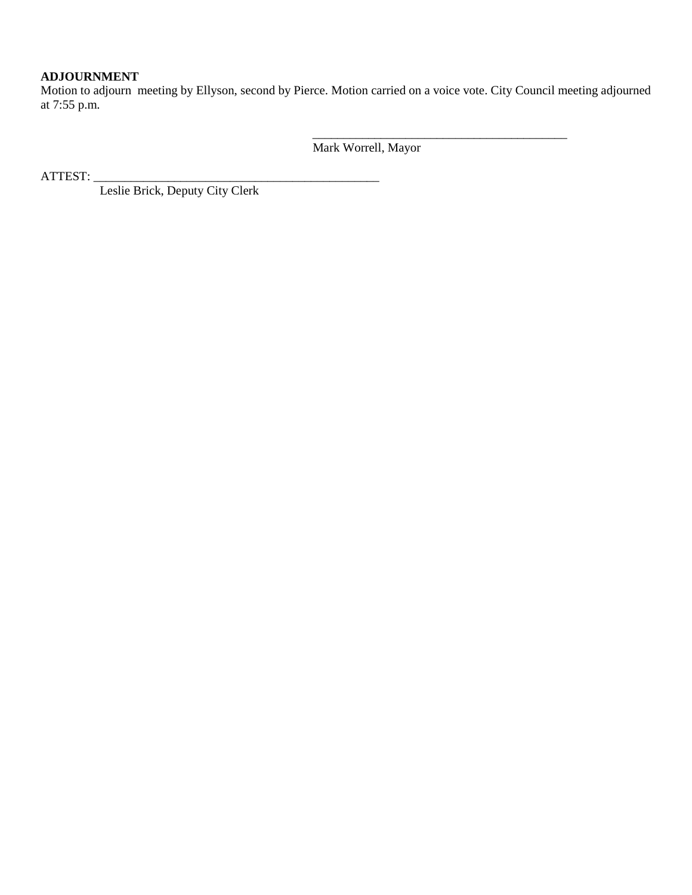**ADJOURNMENT**

Motion to adjourn meeting by Ellyson, second by Pierce. Motion carried on a voice vote. City Council meeting adjourned at 7:55 p.m.

\_\_\_\_\_\_\_\_\_\_\_\_\_\_\_\_\_\_\_\_\_\_\_\_\_\_\_\_\_\_\_\_\_\_\_\_\_\_\_\_\_\_\_\_

Mark Worrell, Mayor

ATTEST: \_\_\_\_\_\_\_\_\_\_\_\_\_\_\_\_\_\_\_\_\_\_\_\_\_\_\_\_\_\_\_\_\_\_\_\_\_\_\_\_\_\_\_\_\_\_\_\_

Leslie Brick, Deputy City Clerk